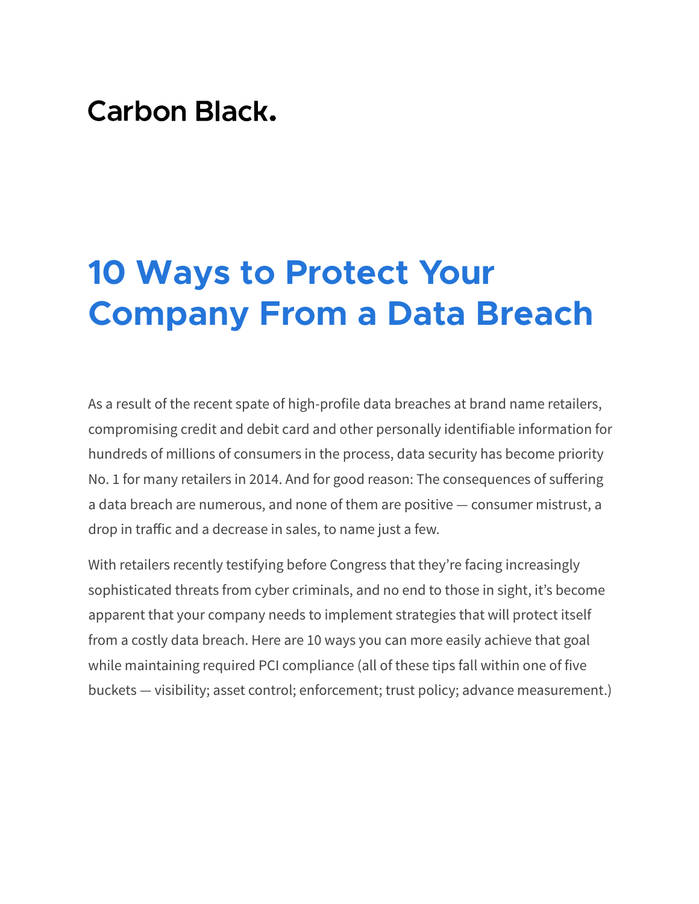Carbon Black.

# 10 Ways to Protect Your Company From a Data Breach

As a result of the recent spate of high-profile data breaches at brand name retailers, compromising credit and debit card and other personally identifiable information for hundreds of millions of consumers in the process, data security has become priority No. 1 for many retailers in 2014. And for good reason: The consequences of suffering a data breach are numerous, and none of them are positive — consumer mistrust, a drop in traffic and a decrease in sales, to name just a few.

With retailers recently testifying before Congress that they're facing increasingly sophisticated threats from cyber criminals, and no end to those in sight, it's become apparent that your company needs to implement strategies that will protect itself from a costly data breach. Here are 10 ways you can more easily achieve that goal while maintaining required PCI compliance (all of these tips fall within one of five buckets — visibility; asset control; enforcement; trust policy; advance measurement.)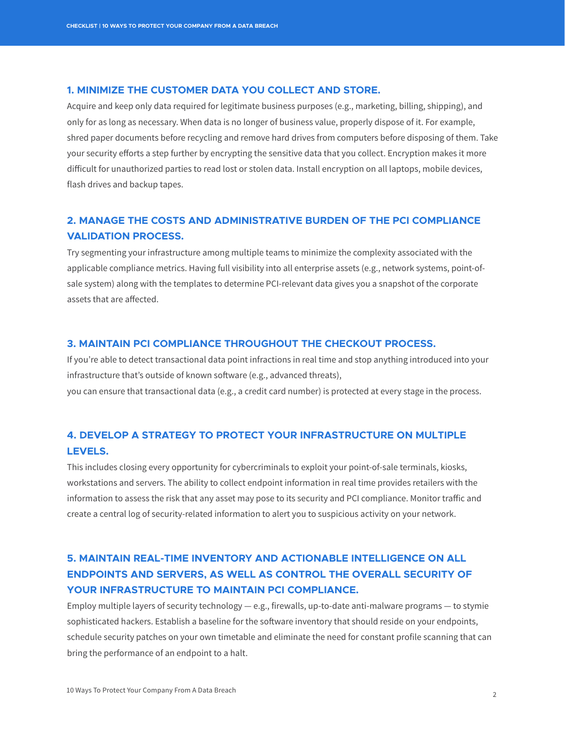## 1. MINIMIZE THE CUSTOMER DATA YOU COLLECT AND STORE.

Acquire and keep only data required for legitimate business purposes (e.g., marketing, billing, shipping), and only for as long as necessary. When data is no longer of business value, properly dispose of it. For example, shred paper documents before recycling and remove hard drives from computers before disposing of them. Take your security efforts a step further by encrypting the sensitive data that you collect. Encryption makes it more difficult for unauthorized parties to read lost or stolen data. Install encryption on all laptops, mobile devices, flash drives and backup tapes.

## 2. MANAGE THE COSTS AND ADMINISTRATIVE BURDEN OF THE PCI COMPLIANCE VALIDATION PROCESS.

Try segmenting your infrastructure among multiple teams to minimize the complexity associated with the applicable compliance metrics. Having full visibility into all enterprise assets (e.g., network systems, point-of-sale system) along with the templates to determine PCI-relevant data gives you a snapshot of the corporate assets that are affected.

## 3. MAINTAIN PCI COMPLIANCE THROUGHOUT THE CHECKOUT PROCESS.

If you're able to detect transactional data point infractions in real time and stop anything introduced into your infrastructure that's outside of known software (e.g., advanced threats), you can ensure that transactional data (e.g., a credit card number) is protected at every stage in the process.

## 4. DEVELOP A STRATEGY TO PROTECT YOUR INFRASTRUCTURE ON MULTIPLE LEVELS.

This includes closing every opportunity for cybercriminals to exploit your point-of-sale terminals, kiosks, workstations and servers. The ability to collect endpoint information in real time provides retailers with the information to assess the risk that any asset may pose to its security and PCI compliance. Monitor traffic and create a central log of security-related information to alert you to suspicious activity on your network.

## 5. MAINTAIN REAL-TIME INVENTORY AND ACTIONABLE INTELLIGENCE ON ALL ENDPOINTS AND SERVERS, AS WELL AS CONTROL THE OVERALL SECURITY OF YOUR INFRASTRUCTURE TO MAINTAIN PCI COMPLIANCE.

Employ multiple layers of security technology — e.g., firewalls, up-to-date anti-malware programs — to stymie sophisticated hackers. Establish a baseline for the software inventory that should reside on your endpoints, schedule security patches on your own timetable and eliminate the need for constant profile scanning that can bring the performance of an endpoint to a halt.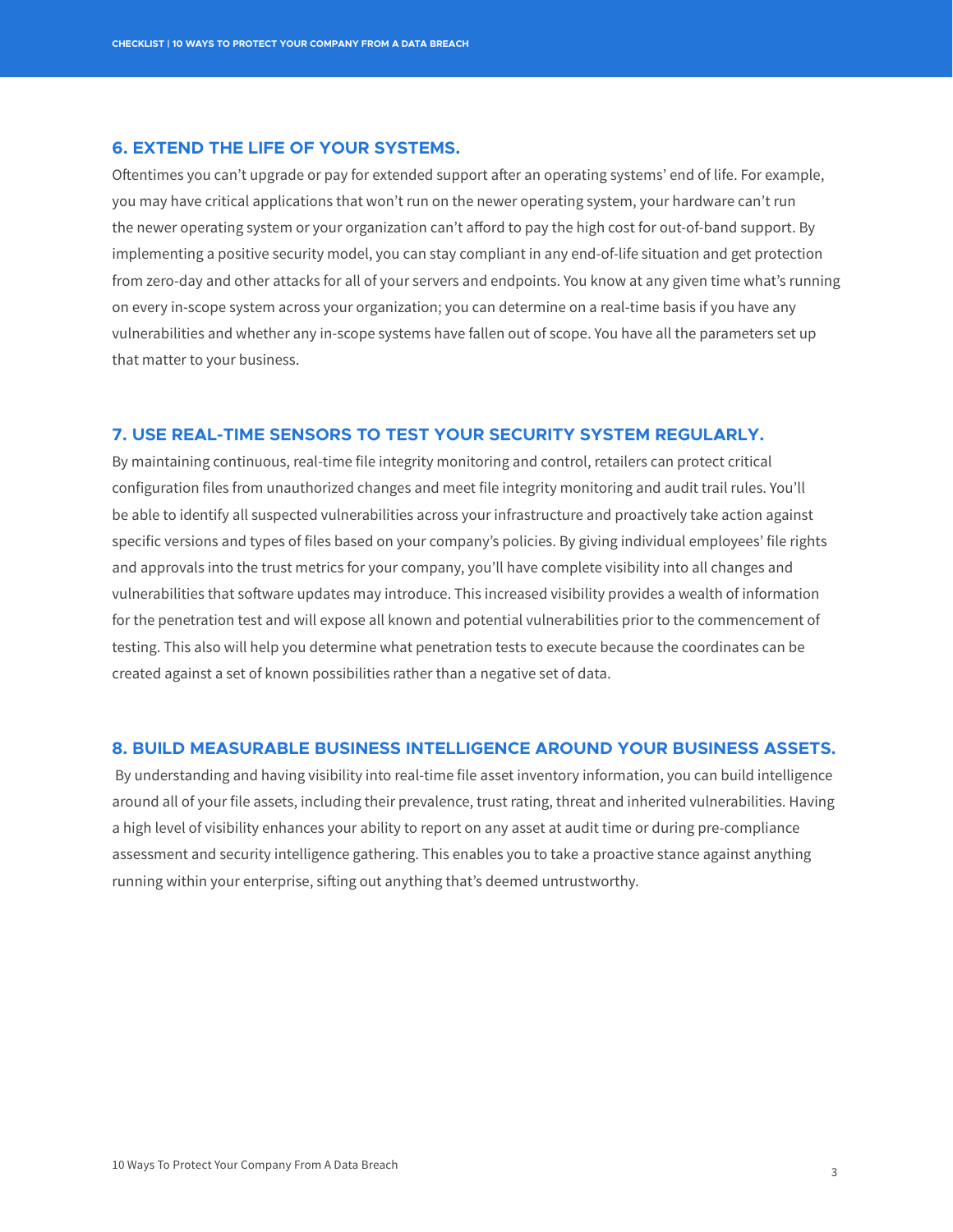## 6. EXTEND THE LIFE OF YOUR SYSTEMS.

Oftentimes you can't upgrade or pay for extended support after an operating systems' end of life. For example, you may have critical applications that won't run on the newer operating system, your hardware can't run the newer operating system or your organization can't afford to pay the high cost for out-of-band support. By implementing a positive security model, you can stay compliant in any end-of-life situation and get protection from zero-day and other attacks for all of your servers and endpoints. You know at any given time what's running on every in-scope system across your organization; you can determine on a real-time basis if you have any vulnerabilities and whether any in-scope systems have fallen out of scope. You have all the parameters set up that matter to your business.

## 7. USE REAL-TIME SENSORS TO TEST YOUR SECURITY SYSTEM REGULARLY.

By maintaining continuous, real-time file integrity monitoring and control, retailers can protect critical configuration files from unauthorized changes and meet file integrity monitoring and audit trail rules. You'll be able to identify all suspected vulnerabilities across your infrastructure and proactively take action against specific versions and types of files based on your company's policies. By giving individual employees' file rights and approvals into the trust metrics for your company, you'll have complete visibility into all changes and vulnerabilities that software updates may introduce. This increased visibility provides a wealth of information for the penetration test and will expose all known and potential vulnerabilities prior to the commencement of testing. This also will help you determine what penetration tests to execute because the coordinates can be created against a set of known possibilities rather than a negative set of data.

## 8. BUILD MEASURABLE BUSINESS INTELLIGENCE AROUND YOUR BUSINESS ASSETS.

By understanding and having visibility into real-time file asset inventory information, you can build intelligence around all of your file assets, including their prevalence, trust rating, threat and inherited vulnerabilities. Having a high level of visibility enhances your ability to report on any asset at audit time or during pre-compliance assessment and security intelligence gathering. This enables you to take a proactive stance against anything running within your enterprise, sifting out anything that's deemed untrustworthy.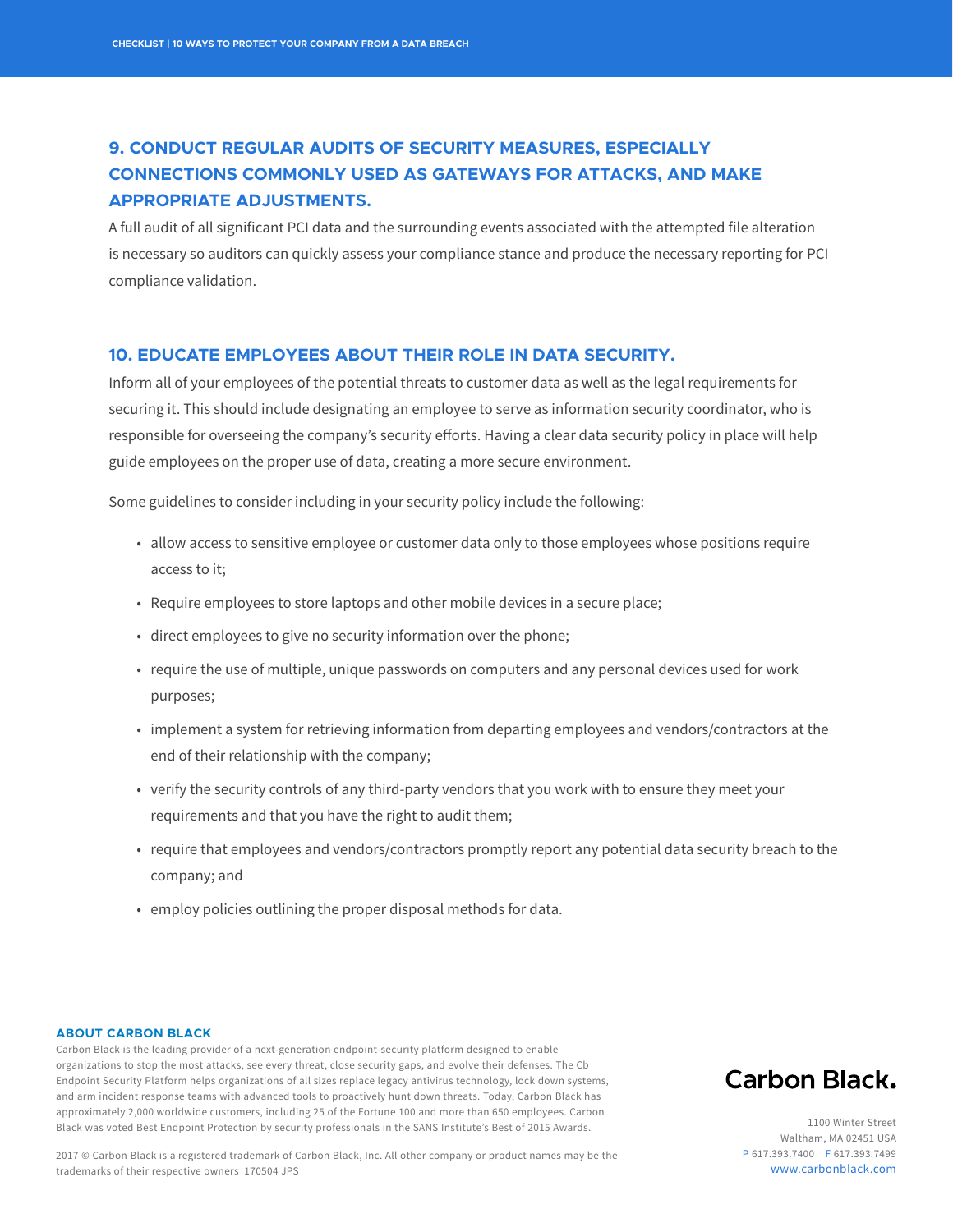## 9. CONDUCT REGULAR AUDITS OF SECURITY MEASURES, ESPECIALLY CONNECTIONS COMMONLY USED AS GATEWAYS FOR ATTACKS, AND MAKE APPROPRIATE ADJUSTMENTS.

A full audit of all significant PCI data and the surrounding events associated with the attempted file alteration is necessary so auditors can quickly assess your compliance stance and produce the necessary reporting for PCI compliance validation.

## 10. EDUCATE EMPLOYEES ABOUT THEIR ROLE IN DATA SECURITY.

Inform all of your employees of the potential threats to customer data as well as the legal requirements for securing it. This should include designating an employee to serve as information security coordinator, who is responsible for overseeing the company's security efforts. Having a clear data security policy in place will help guide employees on the proper use of data, creating a more secure environment.

Some guidelines to consider including in your security policy include the following:

- allow access to sensitive employee or customer data only to those employees whose positions require access to it;
- Require employees to store laptops and other mobile devices in a secure place;
- direct employees to give no security information over the phone;
- require the use of multiple, unique passwords on computers and any personal devices used for work purposes;
- implement a system for retrieving information from departing employees and vendors/contractors at the end of their relationship with the company;
- verify the security controls of any third-party vendors that you work with to ensure they meet your requirements and that you have the right to audit them;
- require that employees and vendors/contractors promptly report any potential data security breach to the company; and
- employ policies outlining the proper disposal methods for data.

### ABOUT CARBON BLACK

Carbon Black is the leading provider of a next-generation endpoint-security platform designed to enable organizations to stop the most attacks, see every threat, close security gaps, and evolve their defenses. The Cb Endpoint Security Platform helps organizations of all sizes replace legacy antivirus technology, lock down systems, and arm incident response teams with advanced tools to proactively hunt down threats. Today, Carbon Black has approximately 2,000 worldwide customers, including 25 of the Fortune 100 and more than 650 employees. Carbon Black was voted Best Endpoint Protection by security professionals in the SANS Institute's Best of 2015 Awards.

2017 © Carbon Black is a registered trademark of Carbon Black, Inc. All other company or product names may be the trademarks of their respective owners 170504 JPS

Carbon Black.

1100 Winter Street
Waltham, MA 02451 USA
P 617.393.7400 F 617.393.7499
www.carbonblack.com